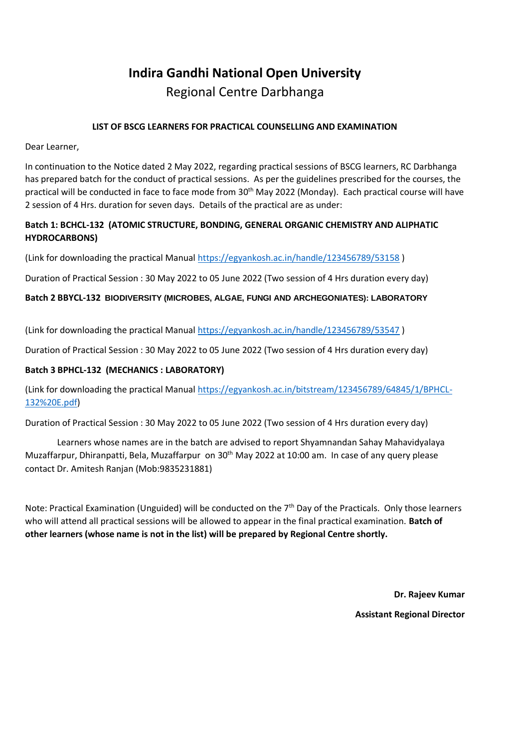# Indira Gandhi National Open University

## Regional Centre Darbhanga

**LIST OF BSCG LEARNERS FOR PRACTICAL COUNSELLING AND EXAMINATION**

Dear Learner,

In continuation to the Notice dated 2 May 2022, regarding practical sessions of BSCG learners, RC Darbhanga has prepared batch for the conduct of practical sessions. As per the guidelines prescribed for the courses, the practical will be conducted in face to face mode from 30th May 2022 (Monday). Each practical course will have 2 session of 4 Hrs. duration for seven days. Details of the practical are as under:

**Batch 1: BCHCL-132 (ATOMIC STRUCTURE, BONDING, GENERAL ORGANIC CHEMISTRY AND ALIPHATIC HYDROCARBONS)**

(Link for downloading the practical Manual https://egyankosh.ac.in/handle/123456789/53158 )

Duration of Practical Session : 30 May 2022 to 05 June 2022 (Two session of 4 Hrs duration every day)

**Batch 2 BBYCL-132 BIODIVERSITY (MICROBES, ALGAE, FUNGI AND ARCHEGONIATES): LABORATORY**

(Link for downloading the practical Manual https://egyankosh.ac.in/handle/123456789/53547 )

Duration of Practical Session : 30 May 2022 to 05 June 2022 (Two session of 4 Hrs duration every day)

**Batch 3 BPHCL-132 (MECHANICS : LABORATORY)**

(Link for downloading the practical Manual https://egyankosh.ac.in/bitstream/123456789/64845/1/BPHCL-132%20E.pdf)

Duration of Practical Session : 30 May 2022 to 05 June 2022 (Two session of 4 Hrs duration every day)

Learners whose names are in the batch are advised to report Shyamnandan Sahay Mahavidyalaya Muzaffarpur, Dhiranpatti, Bela, Muzaffarpur on 30th May 2022 at 10:00 am. In case of any query please contact Dr. Amitesh Ranjan (Mob:9835231881)

Note: Practical Examination (Unguided) will be conducted on the 7th Day of the Practicals. Only those learners who will attend all practical sessions will be allowed to appear in the final practical examination. **Batch of other learners (whose name is not in the list) will be prepared by Regional Centre shortly.**

**Dr. Rajeev Kumar**

**Assistant Regional Director**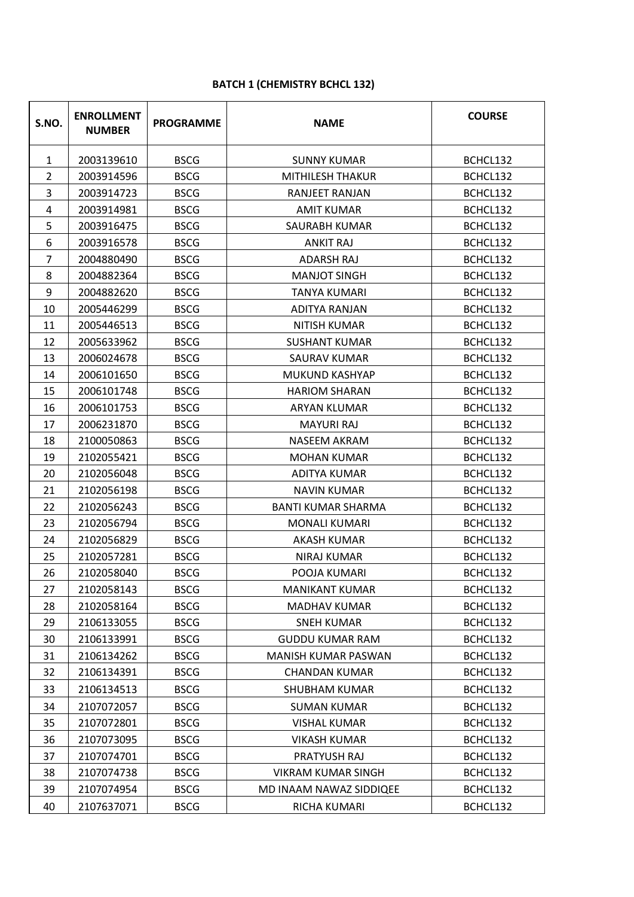**BATCH 1 (CHEMISTRY BCHCL 132)**

| S.NO. | ENROLLMENT NUMBER | PROGRAMME | NAME | COURSE |
|---|---|---|---|---|
| 1 | 2003139610 | BSCG | SUNNY KUMAR | BCHCL132 |
| 2 | 2003914596 | BSCG | MITHILESH THAKUR | BCHCL132 |
| 3 | 2003914723 | BSCG | RANJEET RANJAN | BCHCL132 |
| 4 | 2003914981 | BSCG | AMIT KUMAR | BCHCL132 |
| 5 | 2003916475 | BSCG | SAURABH KUMAR | BCHCL132 |
| 6 | 2003916578 | BSCG | ANKIT RAJ | BCHCL132 |
| 7 | 2004880490 | BSCG | ADARSH RAJ | BCHCL132 |
| 8 | 2004882364 | BSCG | MANJOT SINGH | BCHCL132 |
| 9 | 2004882620 | BSCG | TANYA KUMARI | BCHCL132 |
| 10 | 2005446299 | BSCG | ADITYA RANJAN | BCHCL132 |
| 11 | 2005446513 | BSCG | NITISH KUMAR | BCHCL132 |
| 12 | 2005633962 | BSCG | SUSHANT KUMAR | BCHCL132 |
| 13 | 2006024678 | BSCG | SAURAV KUMAR | BCHCL132 |
| 14 | 2006101650 | BSCG | MUKUND KASHYAP | BCHCL132 |
| 15 | 2006101748 | BSCG | HARIOM SHARAN | BCHCL132 |
| 16 | 2006101753 | BSCG | ARYAN KLUMAR | BCHCL132 |
| 17 | 2006231870 | BSCG | MAYURI RAJ | BCHCL132 |
| 18 | 2100050863 | BSCG | NASEEM AKRAM | BCHCL132 |
| 19 | 2102055421 | BSCG | MOHAN KUMAR | BCHCL132 |
| 20 | 2102056048 | BSCG | ADITYA KUMAR | BCHCL132 |
| 21 | 2102056198 | BSCG | NAVIN KUMAR | BCHCL132 |
| 22 | 2102056243 | BSCG | BANTI KUMAR SHARMA | BCHCL132 |
| 23 | 2102056794 | BSCG | MONALI KUMARI | BCHCL132 |
| 24 | 2102056829 | BSCG | AKASH KUMAR | BCHCL132 |
| 25 | 2102057281 | BSCG | NIRAJ KUMAR | BCHCL132 |
| 26 | 2102058040 | BSCG | POOJA KUMARI | BCHCL132 |
| 27 | 2102058143 | BSCG | MANIKANT KUMAR | BCHCL132 |
| 28 | 2102058164 | BSCG | MADHAV KUMAR | BCHCL132 |
| 29 | 2106133055 | BSCG | SNEH KUMAR | BCHCL132 |
| 30 | 2106133991 | BSCG | GUDDU KUMAR RAM | BCHCL132 |
| 31 | 2106134262 | BSCG | MANISH KUMAR PASWAN | BCHCL132 |
| 32 | 2106134391 | BSCG | CHANDAN KUMAR | BCHCL132 |
| 33 | 2106134513 | BSCG | SHUBHAM KUMAR | BCHCL132 |
| 34 | 2107072057 | BSCG | SUMAN KUMAR | BCHCL132 |
| 35 | 2107072801 | BSCG | VISHAL KUMAR | BCHCL132 |
| 36 | 2107073095 | BSCG | VIKASH KUMAR | BCHCL132 |
| 37 | 2107074701 | BSCG | PRATYUSH RAJ | BCHCL132 |
| 38 | 2107074738 | BSCG | VIKRAM KUMAR SINGH | BCHCL132 |
| 39 | 2107074954 | BSCG | MD INAAM NAWAZ SIDDIQEE | BCHCL132 |
| 40 | 2107637071 | BSCG | RICHA KUMARI | BCHCL132 |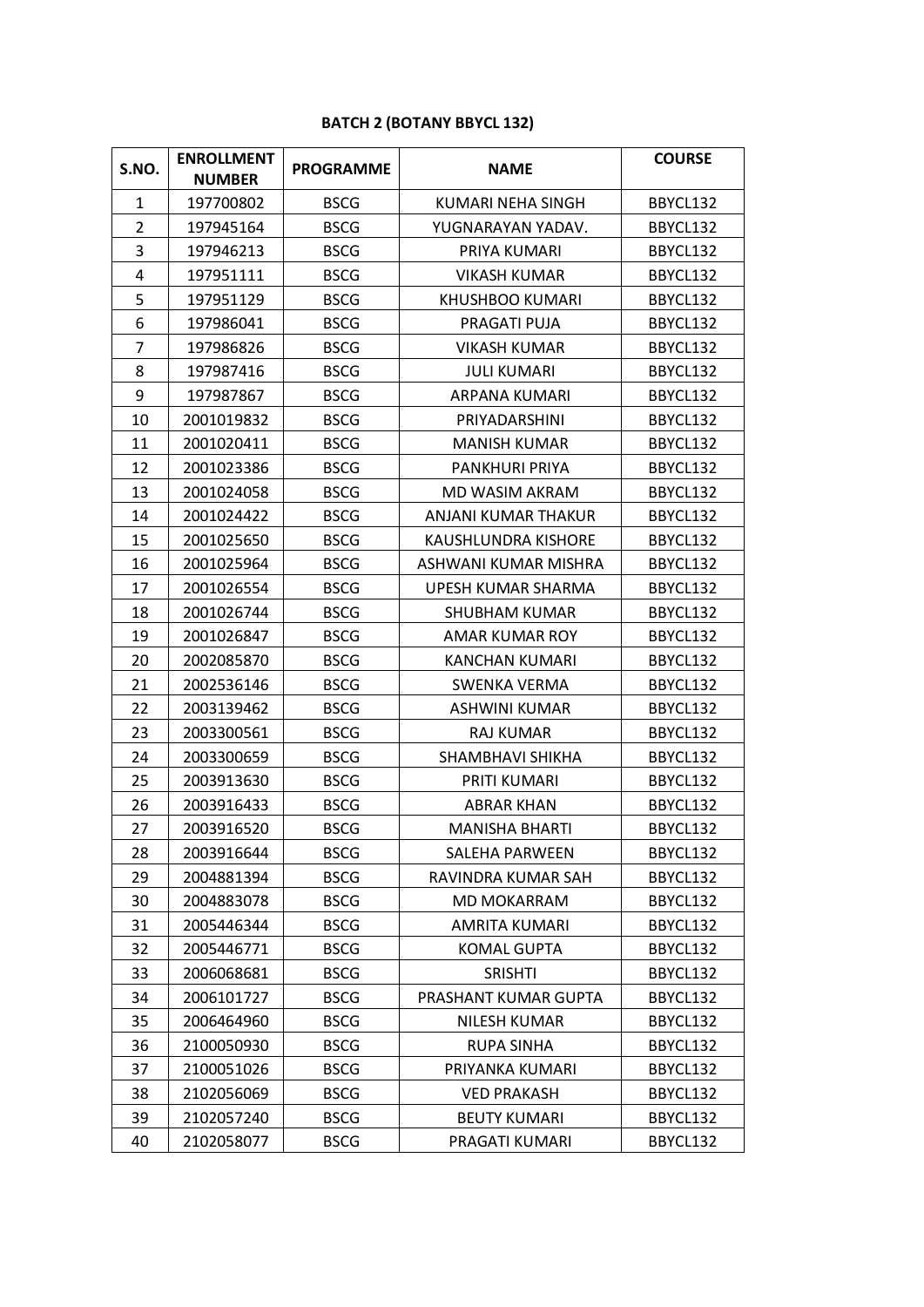**BATCH 2 (BOTANY BBYCL 132)**

| S.NO. | ENROLLMENT NUMBER | PROGRAMME | NAME | COURSE |
|---|---|---|---|---|
| 1 | 197700802 | BSCG | KUMARI NEHA SINGH | BBYCL132 |
| 2 | 197945164 | BSCG | YUGNARAYAN YADAV. | BBYCL132 |
| 3 | 197946213 | BSCG | PRIYA KUMARI | BBYCL132 |
| 4 | 197951111 | BSCG | VIKASH KUMAR | BBYCL132 |
| 5 | 197951129 | BSCG | KHUSHBOO KUMARI | BBYCL132 |
| 6 | 197986041 | BSCG | PRAGATI PUJA | BBYCL132 |
| 7 | 197986826 | BSCG | VIKASH KUMAR | BBYCL132 |
| 8 | 197987416 | BSCG | JULI KUMARI | BBYCL132 |
| 9 | 197987867 | BSCG | ARPANA KUMARI | BBYCL132 |
| 10 | 2001019832 | BSCG | PRIYADARSHINI | BBYCL132 |
| 11 | 2001020411 | BSCG | MANISH KUMAR | BBYCL132 |
| 12 | 2001023386 | BSCG | PANKHURI PRIYA | BBYCL132 |
| 13 | 2001024058 | BSCG | MD WASIM AKRAM | BBYCL132 |
| 14 | 2001024422 | BSCG | ANJANI KUMAR THAKUR | BBYCL132 |
| 15 | 2001025650 | BSCG | KAUSHLUNDRA KISHORE | BBYCL132 |
| 16 | 2001025964 | BSCG | ASHWANI KUMAR MISHRA | BBYCL132 |
| 17 | 2001026554 | BSCG | UPESH KUMAR SHARMA | BBYCL132 |
| 18 | 2001026744 | BSCG | SHUBHAM KUMAR | BBYCL132 |
| 19 | 2001026847 | BSCG | AMAR KUMAR ROY | BBYCL132 |
| 20 | 2002085870 | BSCG | KANCHAN KUMARI | BBYCL132 |
| 21 | 2002536146 | BSCG | SWENKA VERMA | BBYCL132 |
| 22 | 2003139462 | BSCG | ASHWINI KUMAR | BBYCL132 |
| 23 | 2003300561 | BSCG | RAJ KUMAR | BBYCL132 |
| 24 | 2003300659 | BSCG | SHAMBHAVI SHIKHA | BBYCL132 |
| 25 | 2003913630 | BSCG | PRITI KUMARI | BBYCL132 |
| 26 | 2003916433 | BSCG | ABRAR KHAN | BBYCL132 |
| 27 | 2003916520 | BSCG | MANISHA BHARTI | BBYCL132 |
| 28 | 2003916644 | BSCG | SALEHA PARWEEN | BBYCL132 |
| 29 | 2004881394 | BSCG | RAVINDRA KUMAR SAH | BBYCL132 |
| 30 | 2004883078 | BSCG | MD MOKARRAM | BBYCL132 |
| 31 | 2005446344 | BSCG | AMRITA KUMARI | BBYCL132 |
| 32 | 2005446771 | BSCG | KOMAL GUPTA | BBYCL132 |
| 33 | 2006068681 | BSCG | SRISHTI | BBYCL132 |
| 34 | 2006101727 | BSCG | PRASHANT KUMAR GUPTA | BBYCL132 |
| 35 | 2006464960 | BSCG | NILESH KUMAR | BBYCL132 |
| 36 | 2100050930 | BSCG | RUPA SINHA | BBYCL132 |
| 37 | 2100051026 | BSCG | PRIYANKA KUMARI | BBYCL132 |
| 38 | 2102056069 | BSCG | VED PRAKASH | BBYCL132 |
| 39 | 2102057240 | BSCG | BEUTY KUMARI | BBYCL132 |
| 40 | 2102058077 | BSCG | PRAGATI KUMARI | BBYCL132 |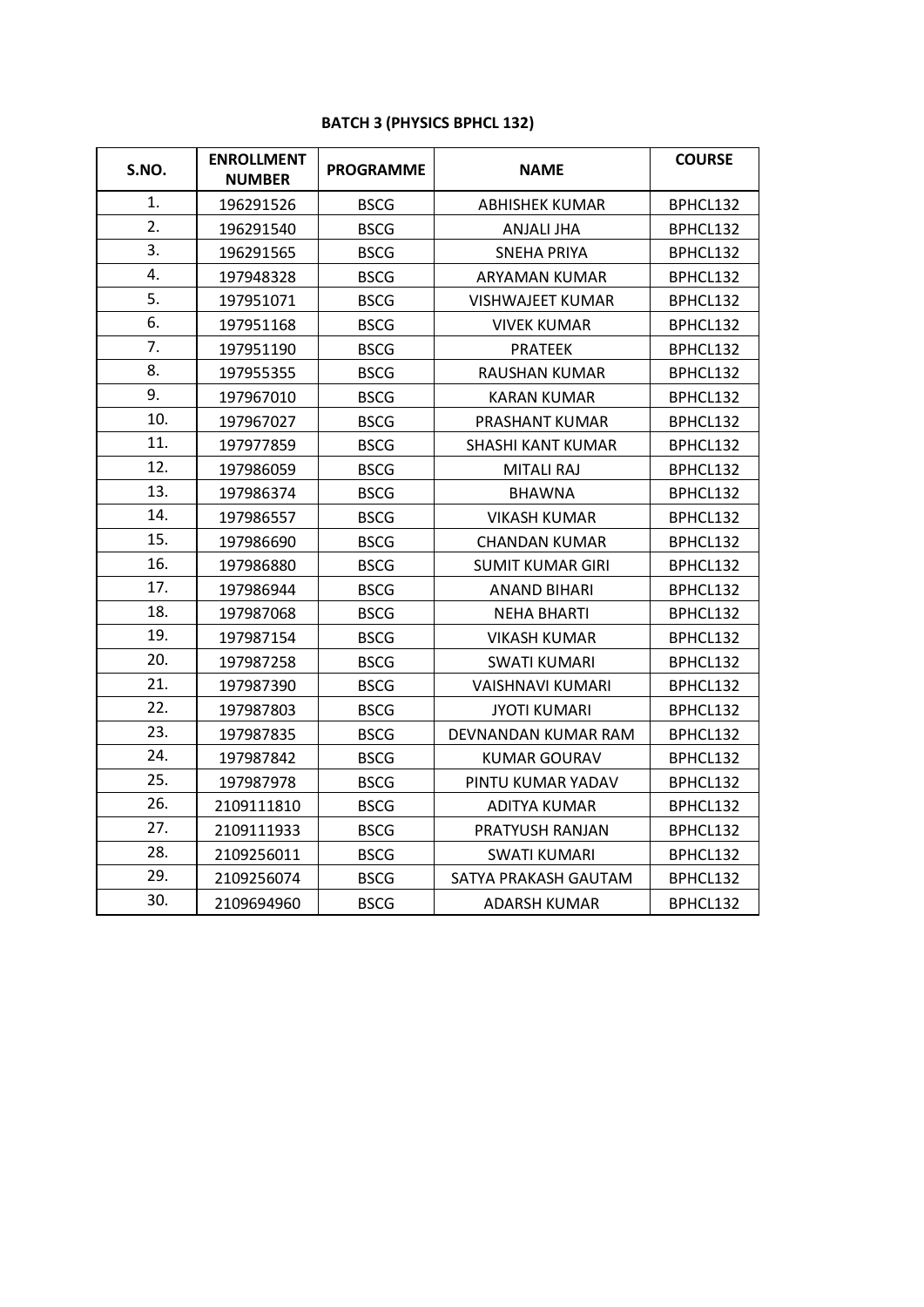**BATCH 3 (PHYSICS BPHCL 132)**

| S.NO. | ENROLLMENT NUMBER | PROGRAMME | NAME | COURSE |
|---|---|---|---|---|
| 1. | 196291526 | BSCG | ABHISHEK KUMAR | BPHCL132 |
| 2. | 196291540 | BSCG | ANJALI JHA | BPHCL132 |
| 3. | 196291565 | BSCG | SNEHA PRIYA | BPHCL132 |
| 4. | 197948328 | BSCG | ARYAMAN KUMAR | BPHCL132 |
| 5. | 197951071 | BSCG | VISHWAJEET KUMAR | BPHCL132 |
| 6. | 197951168 | BSCG | VIVEK KUMAR | BPHCL132 |
| 7. | 197951190 | BSCG | PRATEEK | BPHCL132 |
| 8. | 197955355 | BSCG | RAUSHAN KUMAR | BPHCL132 |
| 9. | 197967010 | BSCG | KARAN KUMAR | BPHCL132 |
| 10. | 197967027 | BSCG | PRASHANT KUMAR | BPHCL132 |
| 11. | 197977859 | BSCG | SHASHI KANT KUMAR | BPHCL132 |
| 12. | 197986059 | BSCG | MITALI RAJ | BPHCL132 |
| 13. | 197986374 | BSCG | BHAWNA | BPHCL132 |
| 14. | 197986557 | BSCG | VIKASH KUMAR | BPHCL132 |
| 15. | 197986690 | BSCG | CHANDAN KUMAR | BPHCL132 |
| 16. | 197986880 | BSCG | SUMIT KUMAR GIRI | BPHCL132 |
| 17. | 197986944 | BSCG | ANAND BIHARI | BPHCL132 |
| 18. | 197987068 | BSCG | NEHA BHARTI | BPHCL132 |
| 19. | 197987154 | BSCG | VIKASH KUMAR | BPHCL132 |
| 20. | 197987258 | BSCG | SWATI KUMARI | BPHCL132 |
| 21. | 197987390 | BSCG | VAISHNAVI KUMARI | BPHCL132 |
| 22. | 197987803 | BSCG | JYOTI KUMARI | BPHCL132 |
| 23. | 197987835 | BSCG | DEVNANDAN KUMAR RAM | BPHCL132 |
| 24. | 197987842 | BSCG | KUMAR GOURAV | BPHCL132 |
| 25. | 197987978 | BSCG | PINTU KUMAR YADAV | BPHCL132 |
| 26. | 2109111810 | BSCG | ADITYA KUMAR | BPHCL132 |
| 27. | 2109111933 | BSCG | PRATYUSH RANJAN | BPHCL132 |
| 28. | 2109256011 | BSCG | SWATI KUMARI | BPHCL132 |
| 29. | 2109256074 | BSCG | SATYA PRAKASH GAUTAM | BPHCL132 |
| 30. | 2109694960 | BSCG | ADARSH KUMAR | BPHCL132 |